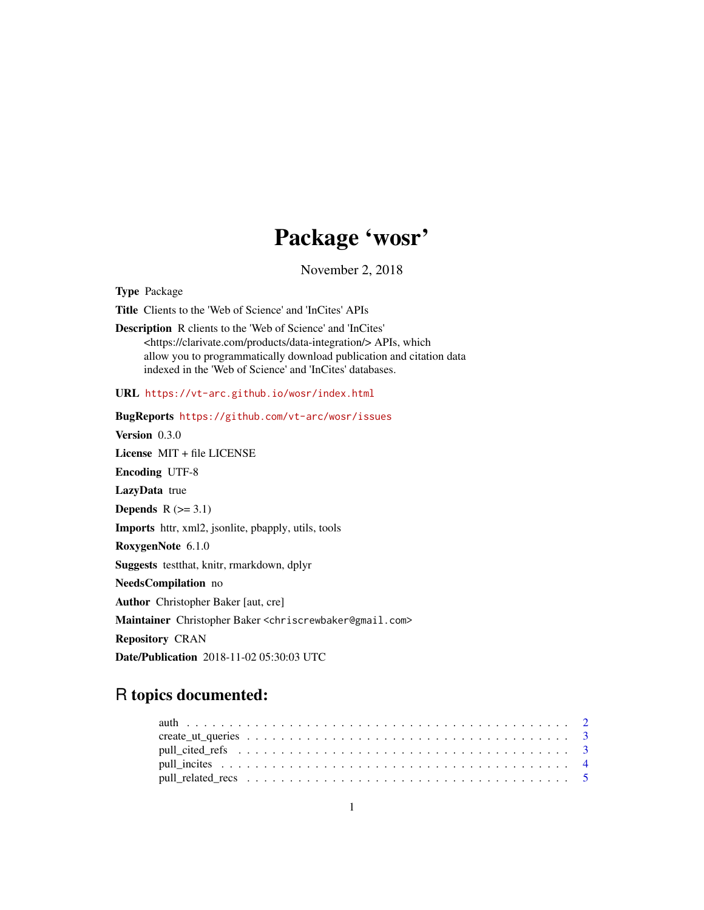# Package 'wosr'

November 2, 2018

**Type** Package

**Title** Clients to the 'Web of Science' and 'InCites' APIs

**Description** R clients to the 'Web of Science' and 'InCites' <https://clarivate.com/products/data-integration/> APIs, which allow you to programmatically download publication and citation data indexed in the 'Web of Science' and 'InCites' databases.

**URL** https://vt-arc.github.io/wosr/index.html

**BugReports** https://github.com/vt-arc/wosr/issues

**Version** 0.3.0

**License** MIT + file LICENSE

**Encoding** UTF-8

**LazyData** true

**Depends** R (>= 3.1)

**Imports** httr, xml2, jsonlite, pbapply, utils, tools

**RoxygenNote** 6.1.0

**Suggests** testthat, knitr, rmarkdown, dplyr

**NeedsCompilation** no

**Author** Christopher Baker [aut, cre]

**Maintainer** Christopher Baker <chriscrewbaker@gmail.com>

**Repository** CRAN

**Date/Publication** 2018-11-02 05:30:03 UTC

## R topics documented:

- auth . . . . . . . . . . . . . . . . . . . . . . . . . . . . . . . . . . . . . . . . . . 2
- create_ut_queries . . . . . . . . . . . . . . . . . . . . . . . . . . . . . . . . . . . . 3
- pull_cited_refs . . . . . . . . . . . . . . . . . . . . . . . . . . . . . . . . . . . . . 3
- pull_incites . . . . . . . . . . . . . . . . . . . . . . . . . . . . . . . . . . . . . . 4
- pull_related_recs . . . . . . . . . . . . . . . . . . . . . . . . . . . . . . . . . . . . 5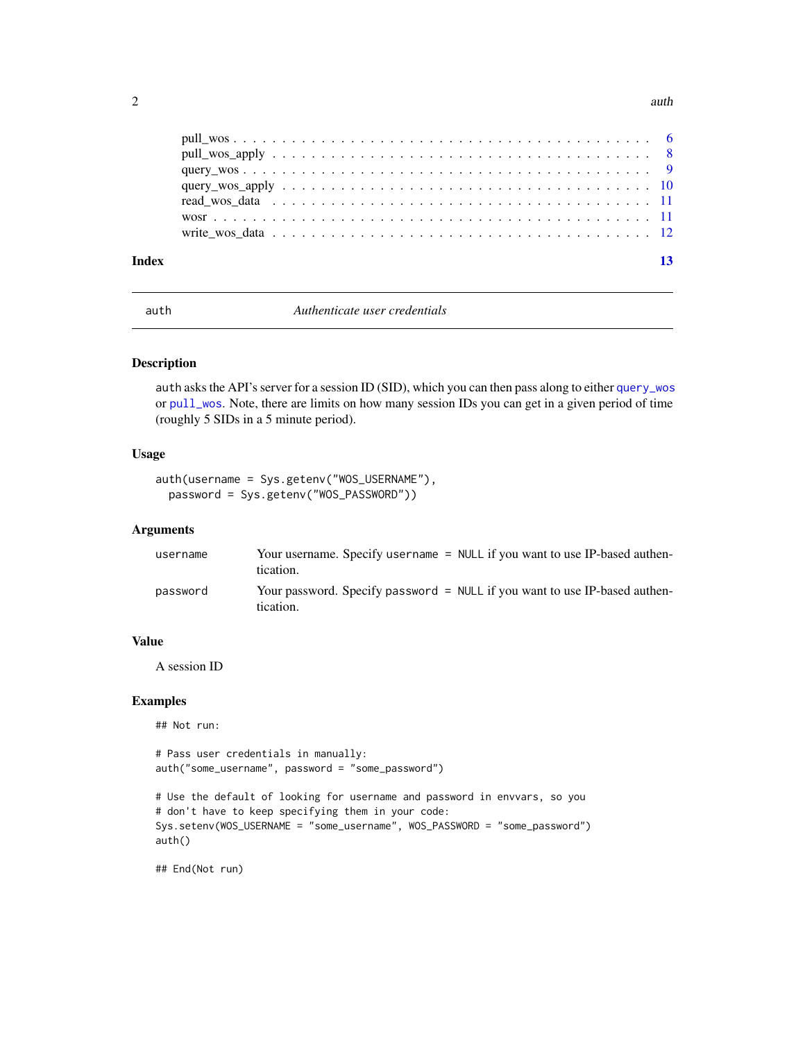pull_wos . . . . . . . . . . . . . . . . . . . . . . . . . . . . . . . . . . . . . . . 6
pull_wos_apply . . . . . . . . . . . . . . . . . . . . . . . . . . . . . . . . . . . 8
query_wos . . . . . . . . . . . . . . . . . . . . . . . . . . . . . . . . . . . . . . 9
query_wos_apply . . . . . . . . . . . . . . . . . . . . . . . . . . . . . . . . . . 10
read_wos_data . . . . . . . . . . . . . . . . . . . . . . . . . . . . . . . . . . . 11
wosr . . . . . . . . . . . . . . . . . . . . . . . . . . . . . . . . . . . . . . . . . 11
write_wos_data . . . . . . . . . . . . . . . . . . . . . . . . . . . . . . . . . . . 12

**Index** **13**

---

`auth` *Authenticate user credentials*

---

### Description

`auth` asks the API's server for a session ID (SID), which you can then pass along to either `query_wos` or `pull_wos`. Note, there are limits on how many session IDs you can get in a given period of time (roughly 5 SIDs in a 5 minute period).

### Usage

```
auth(username = Sys.getenv("WOS_USERNAME"),
  password = Sys.getenv("WOS_PASSWORD"))
```

### Arguments

| | |
|---|---|
| `username` | Your username. Specify `username = NULL` if you want to use IP-based authentication. |
| `password` | Your password. Specify `password = NULL` if you want to use IP-based authentication. |

### Value

A session ID

### Examples

```
## Not run:

# Pass user credentials in manually:
auth("some_username", password = "some_password")

# Use the default of looking for username and password in envvars, so you
# don't have to keep specifying them in your code:
Sys.setenv(WOS_USERNAME = "some_username", WOS_PASSWORD = "some_password")
auth()

## End(Not run)
```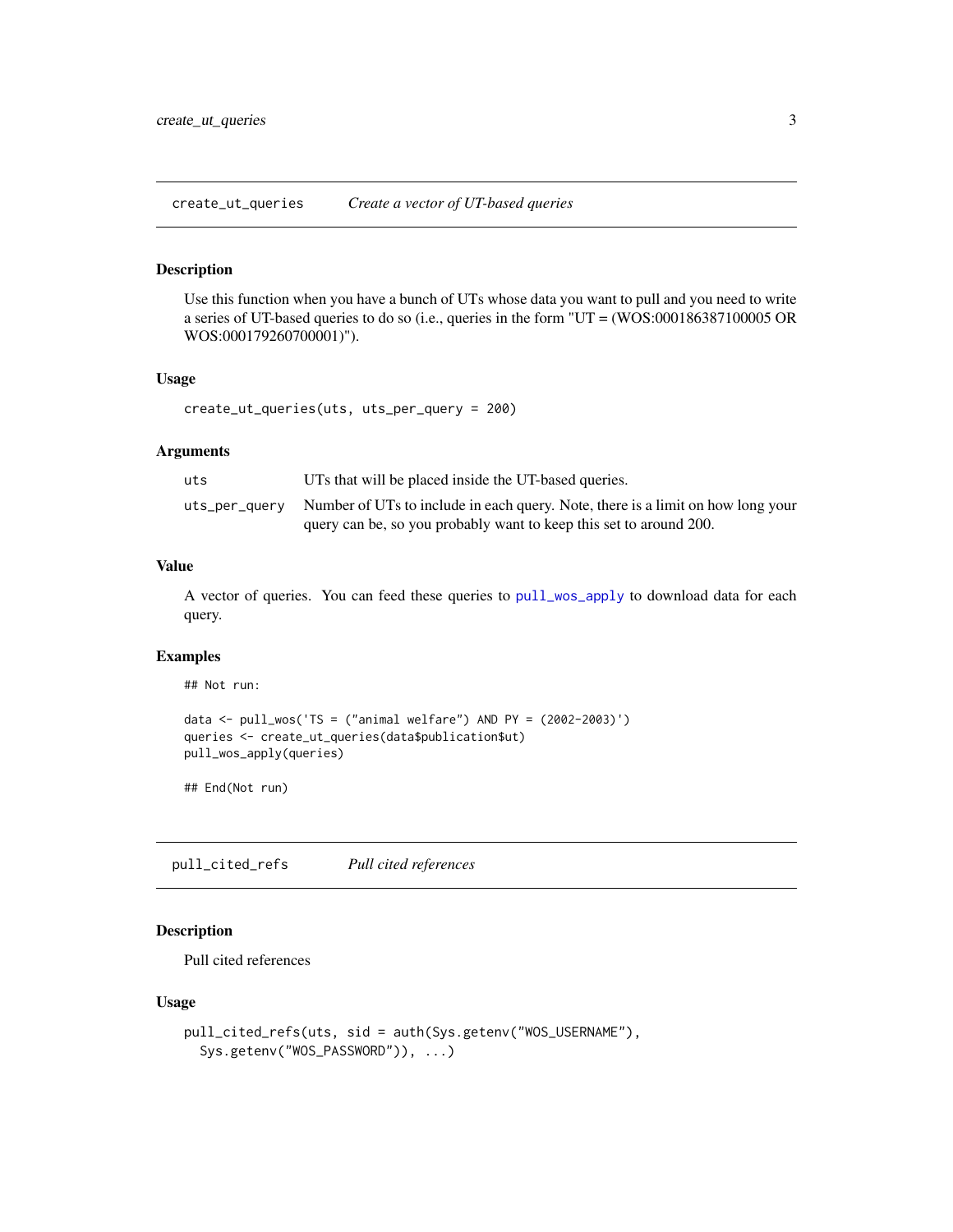## create_ut_queries *Create a vector of UT-based queries*

### Description

Use this function when you have a bunch of UTs whose data you want to pull and you need to write a series of UT-based queries to do so (i.e., queries in the form "UT = (WOS:000186387100005 OR WOS:000179260700001)").

### Usage

```
create_ut_queries(uts, uts_per_query = 200)
```

### Arguments

| | |
|---|---|
| `uts` | UTs that will be placed inside the UT-based queries. |
| `uts_per_query` | Number of UTs to include in each query. Note, there is a limit on how long your query can be, so you probably want to keep this set to around 200. |

### Value

A vector of queries. You can feed these queries to `pull_wos_apply` to download data for each query.

### Examples

```
## Not run:

data <- pull_wos('TS = ("animal welfare") AND PY = (2002-2003)')
queries <- create_ut_queries(data$publication$ut)
pull_wos_apply(queries)

## End(Not run)
```

## pull_cited_refs *Pull cited references*

### Description

Pull cited references

### Usage

```
pull_cited_refs(uts, sid = auth(Sys.getenv("WOS_USERNAME"),
  Sys.getenv("WOS_PASSWORD")), ...)
```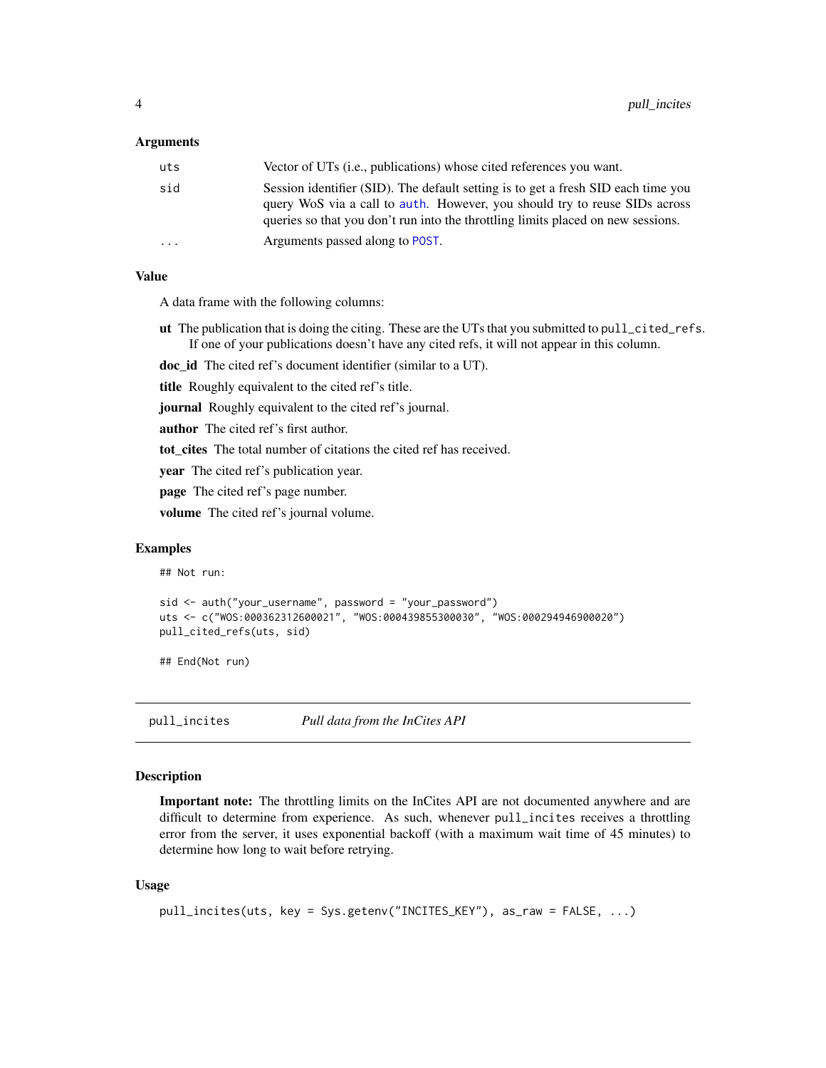### Arguments

| | |
|---|---|
| uts | Vector of UTs (i.e., publications) whose cited references you want. |
| sid | Session identifier (SID). The default setting is to get a fresh SID each time you query WoS via a call to auth. However, you should try to reuse SIDs across queries so that you don't run into the throttling limits placed on new sessions. |
| ... | Arguments passed along to POST. |

### Value

A data frame with the following columns:

**ut** The publication that is doing the citing. These are the UTs that you submitted to `pull_cited_refs`. If one of your publications doesn't have any cited refs, it will not appear in this column.

**doc_id** The cited ref's document identifier (similar to a UT).

**title** Roughly equivalent to the cited ref's title.

**journal** Roughly equivalent to the cited ref's journal.

**author** The cited ref's first author.

**tot_cites** The total number of citations the cited ref has received.

**year** The cited ref's publication year.

**page** The cited ref's page number.

**volume** The cited ref's journal volume.

### Examples

```
## Not run:

sid <- auth("your_username", password = "your_password")
uts <- c("WOS:000362312600021", "WOS:000439855300030", "WOS:000294946900020")
pull_cited_refs(uts, sid)

## End(Not run)
```

---

## pull_incites — *Pull data from the InCites API*

---

### Description

**Important note:** The throttling limits on the InCites API are not documented anywhere and are difficult to determine from experience. As such, whenever `pull_incites` receives a throttling error from the server, it uses exponential backoff (with a maximum wait time of 45 minutes) to determine how long to wait before retrying.

### Usage

```
pull_incites(uts, key = Sys.getenv("INCITES_KEY"), as_raw = FALSE, ...)
```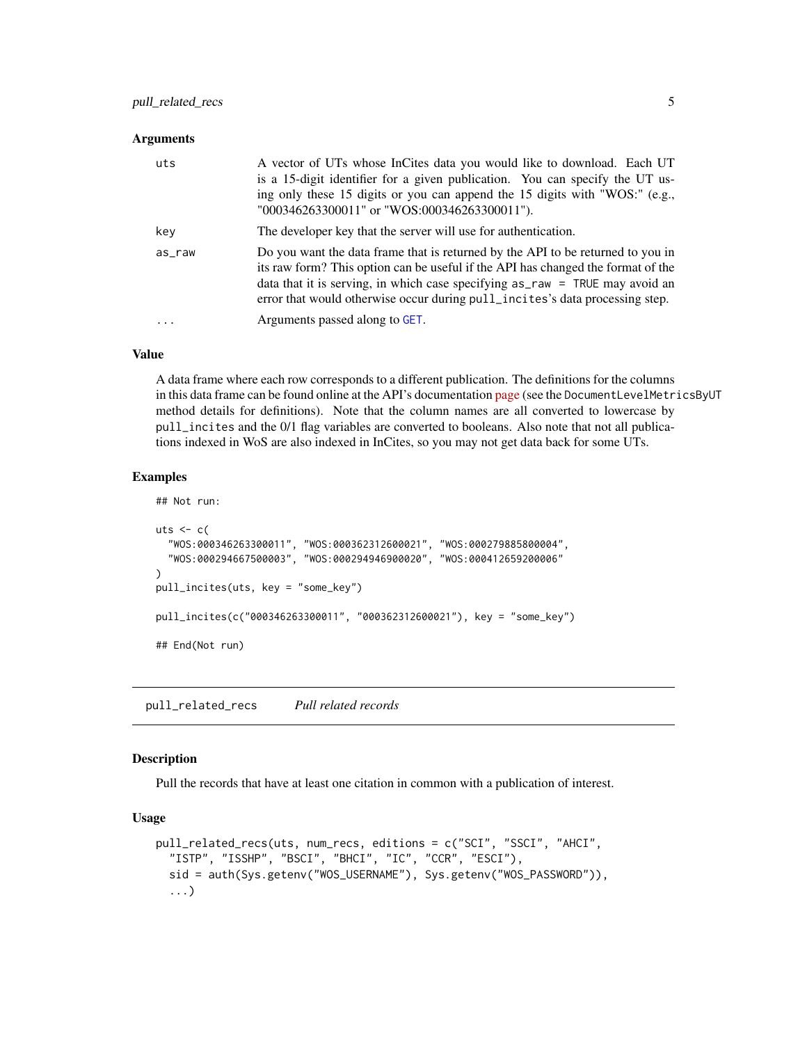### Arguments

| | |
|---|---|
| uts | A vector of UTs whose InCites data you would like to download. Each UT is a 15-digit identifier for a given publication. You can specify the UT using only these 15 digits or you can append the 15 digits with "WOS:" (e.g., "000346263300011" or "WOS:000346263300011"). |
| key | The developer key that the server will use for authentication. |
| as_raw | Do you want the data frame that is returned by the API to be returned to you in its raw form? This option can be useful if the API has changed the format of the data that it is serving, in which case specifying `as_raw = TRUE` may avoid an error that would otherwise occur during `pull_incites`'s data processing step. |
| ... | Arguments passed along to `GET`. |

### Value

A data frame where each row corresponds to a different publication. The definitions for the columns in this data frame can be found online at the API's documentation page (see the `DocumentLevelMetricsByUT` method details for definitions). Note that the column names are all converted to lowercase by `pull_incites` and the 0/1 flag variables are converted to booleans. Also note that not all publications indexed in WoS are also indexed in InCites, so you may not get data back for some UTs.

### Examples

```
## Not run:

uts <- c(
  "WOS:000346263300011", "WOS:000362312600021", "WOS:000279885800004",
  "WOS:000294667500003", "WOS:000294946900020", "WOS:000412659200006"
)
pull_incites(uts, key = "some_key")

pull_incites(c("000346263300011", "000362312600021"), key = "some_key")

## End(Not run)
```

---

## pull_related_recs *Pull related records*

### Description

Pull the records that have at least one citation in common with a publication of interest.

### Usage

```
pull_related_recs(uts, num_recs, editions = c("SCI", "SSCI", "AHCI",
  "ISTP", "ISSHP", "BSCI", "BHCI", "IC", "CCR", "ESCI"),
  sid = auth(Sys.getenv("WOS_USERNAME"), Sys.getenv("WOS_PASSWORD")),
  ...)
```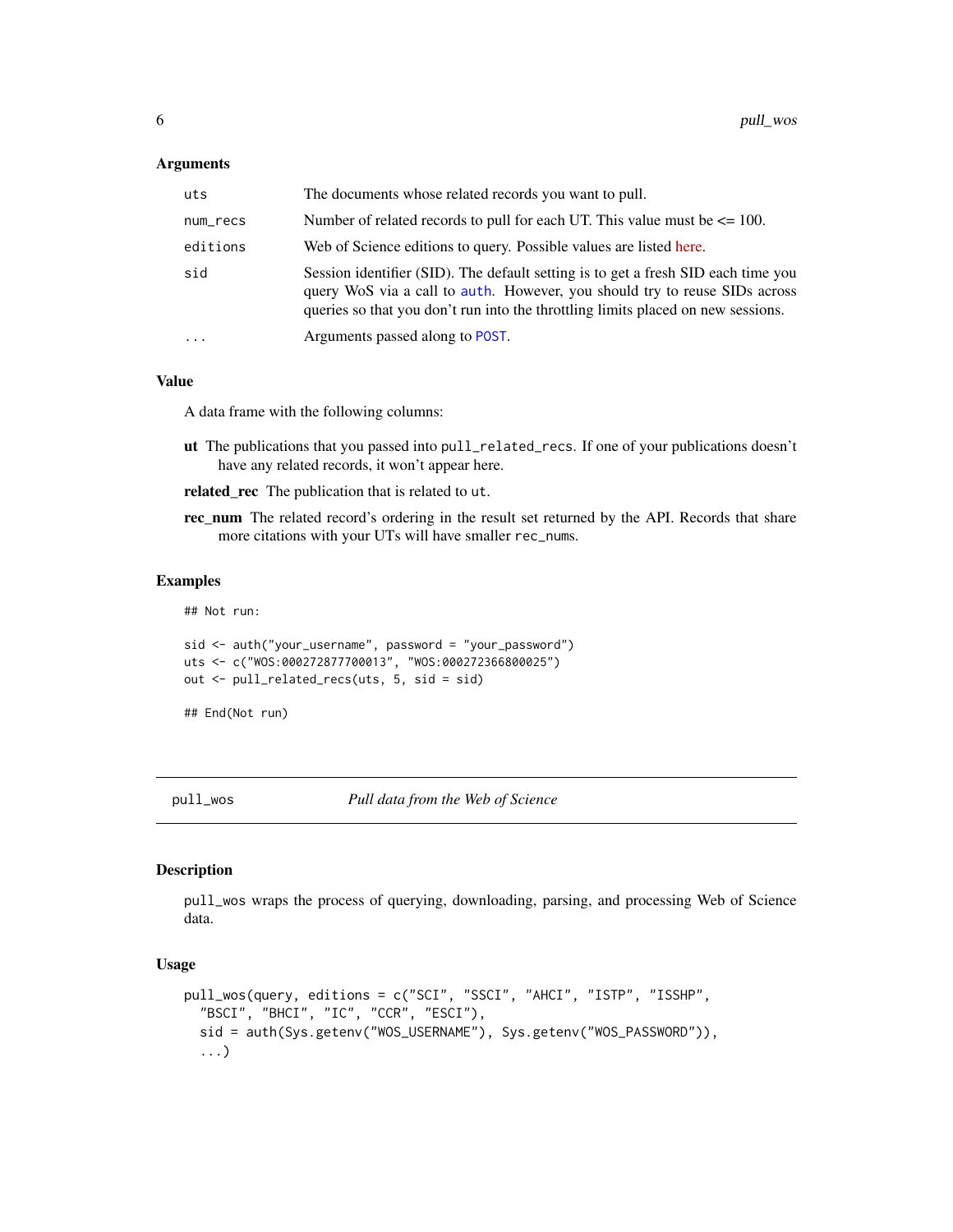### Arguments

| | |
|---|---|
| `uts` | The documents whose related records you want to pull. |
| `num_recs` | Number of related records to pull for each UT. This value must be <= 100. |
| `editions` | Web of Science editions to query. Possible values are listed here. |
| `sid` | Session identifier (SID). The default setting is to get a fresh SID each time you query WoS via a call to `auth`. However, you should try to reuse SIDs across queries so that you don't run into the throttling limits placed on new sessions. |
| `...` | Arguments passed along to `POST`. |

### Value

A data frame with the following columns:

**ut** The publications that you passed into `pull_related_recs`. If one of your publications doesn't have any related records, it won't appear here.

**related_rec** The publication that is related to `ut`.

**rec_num** The related record's ordering in the result set returned by the API. Records that share more citations with your UTs will have smaller `rec_nums`.

### Examples

```
## Not run:

sid <- auth("your_username", password = "your_password")
uts <- c("WOS:000272877700013", "WOS:000272366800025")
out <- pull_related_recs(uts, 5, sid = sid)

## End(Not run)
```

---

## pull_wos — *Pull data from the Web of Science*

### Description

`pull_wos` wraps the process of querying, downloading, parsing, and processing Web of Science data.

### Usage

```
pull_wos(query, editions = c("SCI", "SSCI", "AHCI", "ISTP", "ISSHP",
  "BSCI", "BHCI", "IC", "CCR", "ESCI"),
  sid = auth(Sys.getenv("WOS_USERNAME"), Sys.getenv("WOS_PASSWORD")),
  ...)
```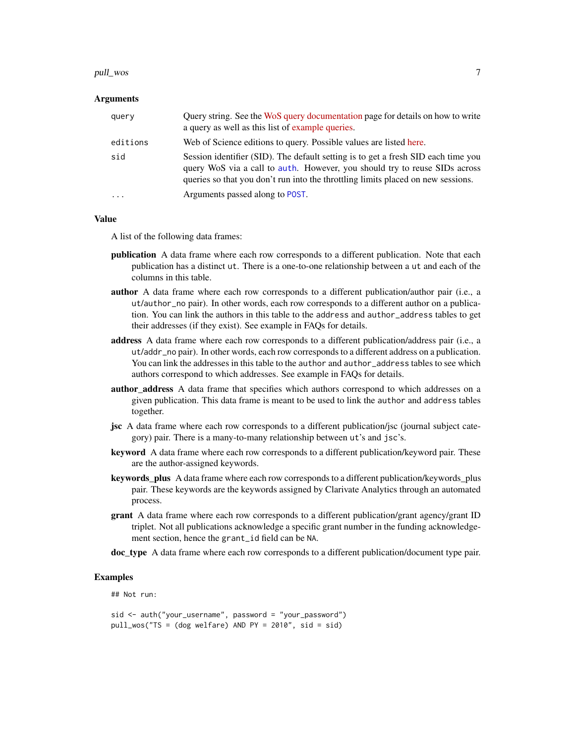### Arguments

| | |
|---|---|
| query | Query string. See the WoS query documentation page for details on how to write a query as well as this list of example queries. |
| editions | Web of Science editions to query. Possible values are listed here. |
| sid | Session identifier (SID). The default setting is to get a fresh SID each time you query WoS via a call to `auth`. However, you should try to reuse SIDs across queries so that you don't run into the throttling limits placed on new sessions. |
| ... | Arguments passed along to `POST`. |

### Value

A list of the following data frames:

- **publication** A data frame where each row corresponds to a different publication. Note that each publication has a distinct `ut`. There is a one-to-one relationship between a `ut` and each of the columns in this table.
- **author** A data frame where each row corresponds to a different publication/author pair (i.e., a `ut/author_no` pair). In other words, each row corresponds to a different author on a publication. You can link the authors in this table to the `address` and `author_address` tables to get their addresses (if they exist). See example in FAQs for details.
- **address** A data frame where each row corresponds to a different publication/address pair (i.e., a `ut/addr_no` pair). In other words, each row corresponds to a different address on a publication. You can link the addresses in this table to the `author` and `author_address` tables to see which authors correspond to which addresses. See example in FAQs for details.
- **author_address** A data frame that specifies which authors correspond to which addresses on a given publication. This data frame is meant to be used to link the `author` and `address` tables together.
- **jsc** A data frame where each row corresponds to a different publication/jsc (journal subject category) pair. There is a many-to-many relationship between `ut`'s and `jsc`'s.
- **keyword** A data frame where each row corresponds to a different publication/keyword pair. These are the author-assigned keywords.
- **keywords_plus** A data frame where each row corresponds to a different publication/keywords_plus pair. These keywords are the keywords assigned by Clarivate Analytics through an automated process.
- **grant** A data frame where each row corresponds to a different publication/grant agency/grant ID triplet. Not all publications acknowledge a specific grant number in the funding acknowledgement section, hence the `grant_id` field can be `NA`.
- **doc_type** A data frame where each row corresponds to a different publication/document type pair.

### Examples

```
## Not run:

sid <- auth("your_username", password = "your_password")
pull_wos("TS = (dog welfare) AND PY = 2010", sid = sid)
```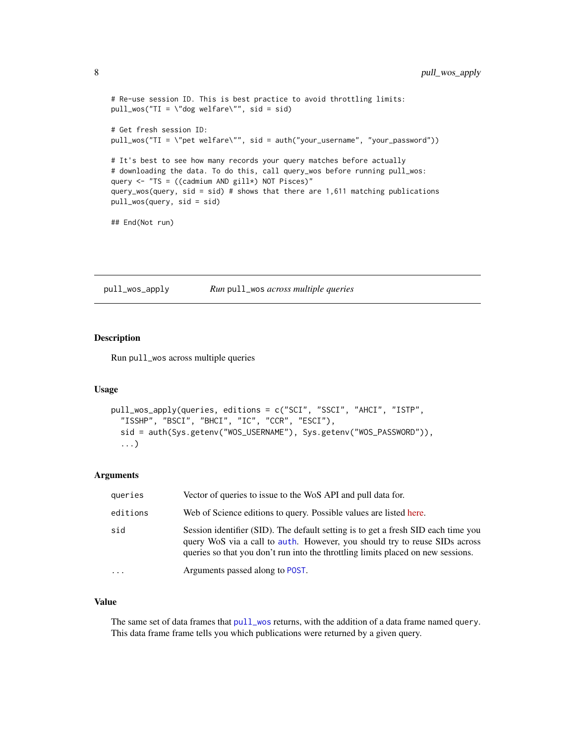```
# Re-use session ID. This is best practice to avoid throttling limits:
pull_wos("TI = \"dog welfare\"", sid = sid)

# Get fresh session ID:
pull_wos("TI = \"pet welfare\"", sid = auth("your_username", "your_password"))

# It's best to see how many records your query matches before actually
# downloading the data. To do this, call query_wos before running pull_wos:
query <- "TS = ((cadmium AND gill*) NOT Pisces)"
query_wos(query, sid = sid) # shows that there are 1,611 matching publications
pull_wos(query, sid = sid)

## End(Not run)
```

---

## pull_wos_apply — *Run* `pull_wos` *across multiple queries*

### Description

Run `pull_wos` across multiple queries

### Usage

```
pull_wos_apply(queries, editions = c("SCI", "SSCI", "AHCI", "ISTP",
  "ISSHP", "BSCI", "BHCI", "IC", "CCR", "ESCI"),
  sid = auth(Sys.getenv("WOS_USERNAME"), Sys.getenv("WOS_PASSWORD")),
  ...)
```

### Arguments

| | |
|---|---|
| `queries` | Vector of queries to issue to the WoS API and pull data for. |
| `editions` | Web of Science editions to query. Possible values are listed here. |
| `sid` | Session identifier (SID). The default setting is to get a fresh SID each time you query WoS via a call to `auth`. However, you should try to reuse SIDs across queries so that you don't run into the throttling limits placed on new sessions. |
| `...` | Arguments passed along to `POST`. |

### Value

The same set of data frames that `pull_wos` returns, with the addition of a data frame named `query`. This data frame frame tells you which publications were returned by a given query.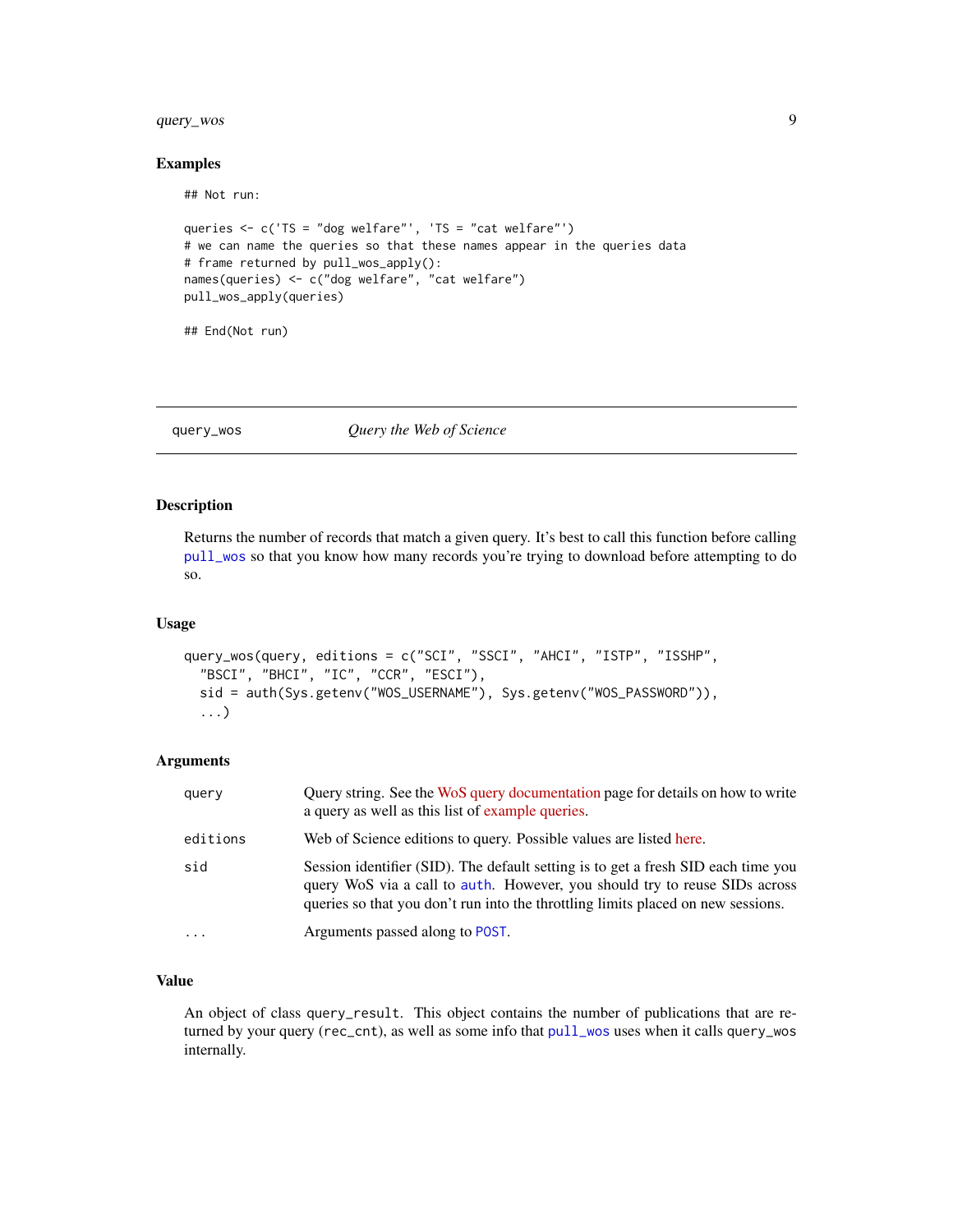### Examples

```
## Not run:

queries <- c('TS = "dog welfare"', 'TS = "cat welfare"')
# we can name the queries so that these names appear in the queries data
# frame returned by pull_wos_apply():
names(queries) <- c("dog welfare", "cat welfare")
pull_wos_apply(queries)

## End(Not run)
```

---

## query_wos — *Query the Web of Science*

---

### Description

Returns the number of records that match a given query. It's best to call this function before calling `pull_wos` so that you know how many records you're trying to download before attempting to do so.

### Usage

```
query_wos(query, editions = c("SCI", "SSCI", "AHCI", "ISTP", "ISSHP",
  "BSCI", "BHCI", "IC", "CCR", "ESCI"),
  sid = auth(Sys.getenv("WOS_USERNAME"), Sys.getenv("WOS_PASSWORD")),
  ...)
```

### Arguments

| | |
|---|---|
| `query` | Query string. See the WoS query documentation page for details on how to write a query as well as this list of example queries. |
| `editions` | Web of Science editions to query. Possible values are listed here. |
| `sid` | Session identifier (SID). The default setting is to get a fresh SID each time you query WoS via a call to `auth`. However, you should try to reuse SIDs across queries so that you don't run into the throttling limits placed on new sessions. |
| `...` | Arguments passed along to `POST`. |

### Value

An object of class `query_result`. This object contains the number of publications that are returned by your query (`rec_cnt`), as well as some info that `pull_wos` uses when it calls `query_wos` internally.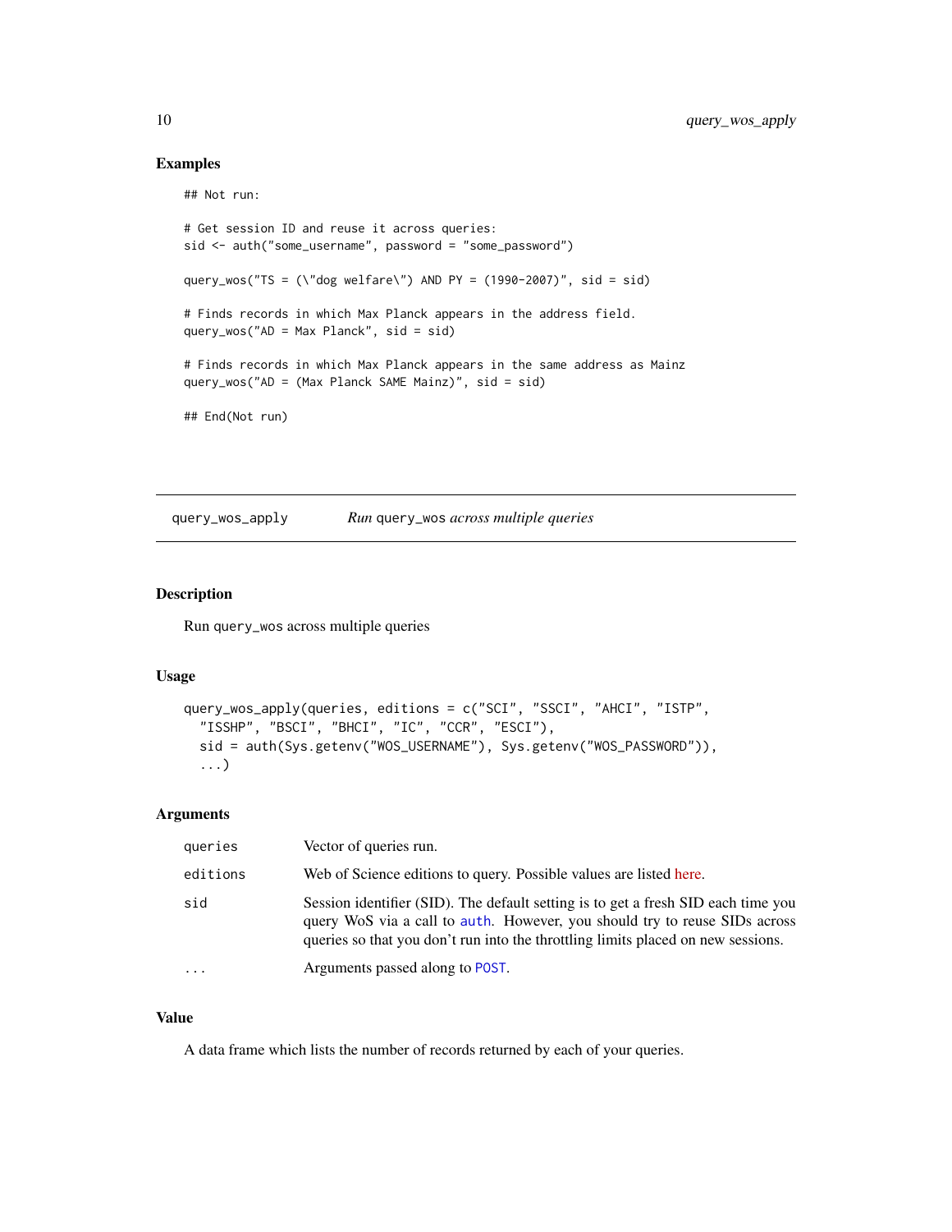### Examples

```
## Not run:

# Get session ID and reuse it across queries:
sid <- auth("some_username", password = "some_password")

query_wos("TS = (\"dog welfare\") AND PY = (1990-2007)", sid = sid)

# Finds records in which Max Planck appears in the address field.
query_wos("AD = Max Planck", sid = sid)

# Finds records in which Max Planck appears in the same address as Mainz
query_wos("AD = (Max Planck SAME Mainz)", sid = sid)

## End(Not run)
```

---

## query_wos_apply — *Run* `query_wos` *across multiple queries*

---

### Description

Run `query_wos` across multiple queries

### Usage

```
query_wos_apply(queries, editions = c("SCI", "SSCI", "AHCI", "ISTP",
  "ISSHP", "BSCI", "BHCI", "IC", "CCR", "ESCI"),
  sid = auth(Sys.getenv("WOS_USERNAME"), Sys.getenv("WOS_PASSWORD")),
  ...)
```

### Arguments

| | |
|---|---|
| `queries` | Vector of queries run. |
| `editions` | Web of Science editions to query. Possible values are listed here. |
| `sid` | Session identifier (SID). The default setting is to get a fresh SID each time you query WoS via a call to `auth`. However, you should try to reuse SIDs across queries so that you don't run into the throttling limits placed on new sessions. |
| `...` | Arguments passed along to `POST`. |

### Value

A data frame which lists the number of records returned by each of your queries.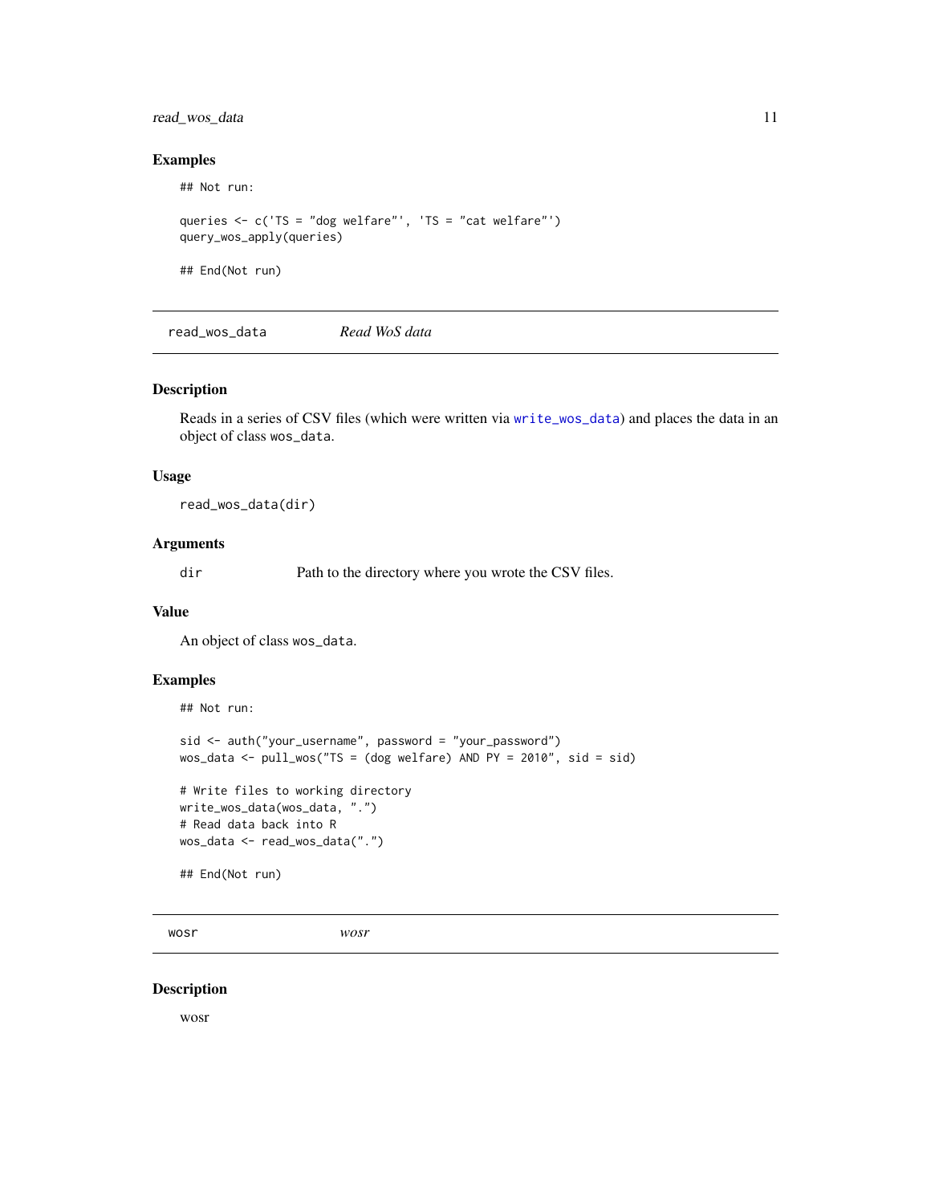### Examples

```
## Not run:

queries <- c('TS = "dog welfare"', 'TS = "cat welfare"')
query_wos_apply(queries)

## End(Not run)
```

---

## read_wos_data    *Read WoS data*

---

### Description

Reads in a series of CSV files (which were written via write_wos_data) and places the data in an object of class wos_data.

### Usage

```
read_wos_data(dir)
```

### Arguments

| | |
|---|---|
| dir | Path to the directory where you wrote the CSV files. |

### Value

An object of class wos_data.

### Examples

```
## Not run:

sid <- auth("your_username", password = "your_password")
wos_data <- pull_wos("TS = (dog welfare) AND PY = 2010", sid = sid)

# Write files to working directory
write_wos_data(wos_data, ".")
# Read data back into R
wos_data <- read_wos_data(".")

## End(Not run)
```

---

## wosr    *wosr*

---

### Description

wosr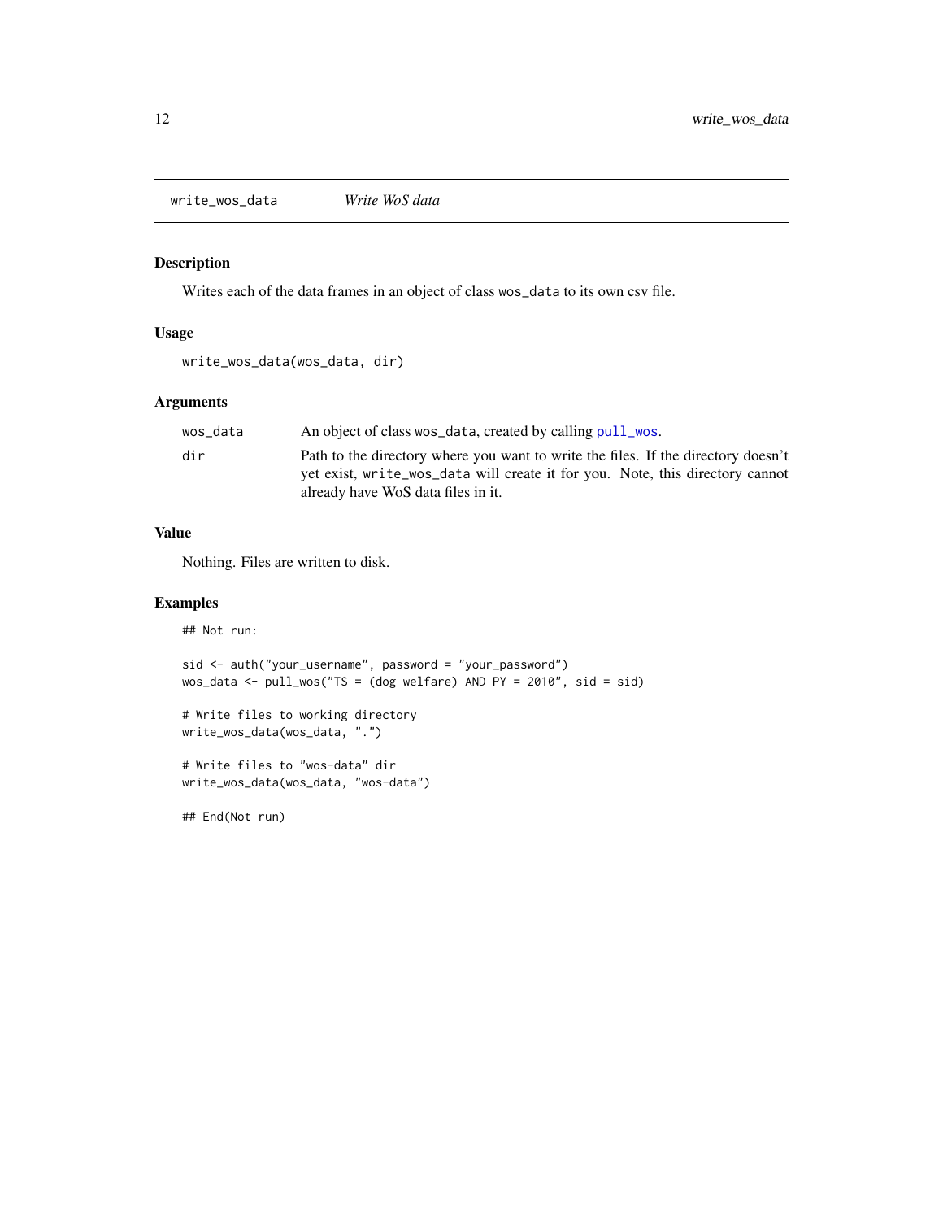# write_wos_data — *Write WoS data*

## Description

Writes each of the data frames in an object of class `wos_data` to its own csv file.

## Usage

```
write_wos_data(wos_data, dir)
```

## Arguments

| | |
|---|---|
| `wos_data` | An object of class `wos_data`, created by calling `pull_wos`. |
| `dir` | Path to the directory where you want to write the files. If the directory doesn't yet exist, `write_wos_data` will create it for you. Note, this directory cannot already have WoS data files in it. |

## Value

Nothing. Files are written to disk.

## Examples

```
## Not run:

sid <- auth("your_username", password = "your_password")
wos_data <- pull_wos("TS = (dog welfare) AND PY = 2010", sid = sid)

# Write files to working directory
write_wos_data(wos_data, ".")

# Write files to "wos-data" dir
write_wos_data(wos_data, "wos-data")

## End(Not run)
```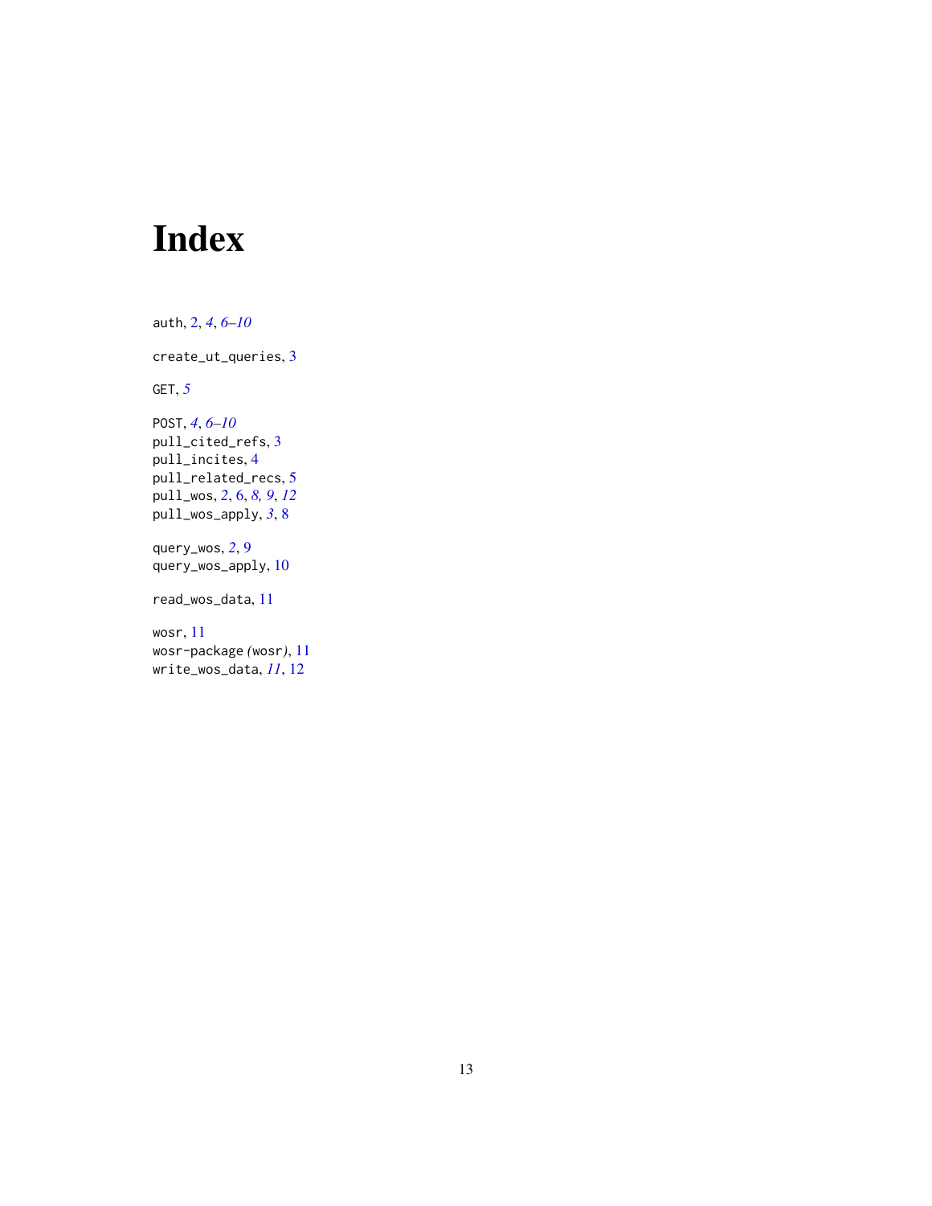# Index

auth, 2, *4*, *6–10*

create_ut_queries, 3

GET, *5*

POST, *4*, *6–10*
pull_cited_refs, 3
pull_incites, 4
pull_related_recs, 5
pull_wos, *2*, 6, *8, 9*, *12*
pull_wos_apply, *3*, 8

query_wos, *2*, 9
query_wos_apply, 10

read_wos_data, 11

wosr, 11
wosr-package *(*wosr*)*, 11
write_wos_data, *11*, 12